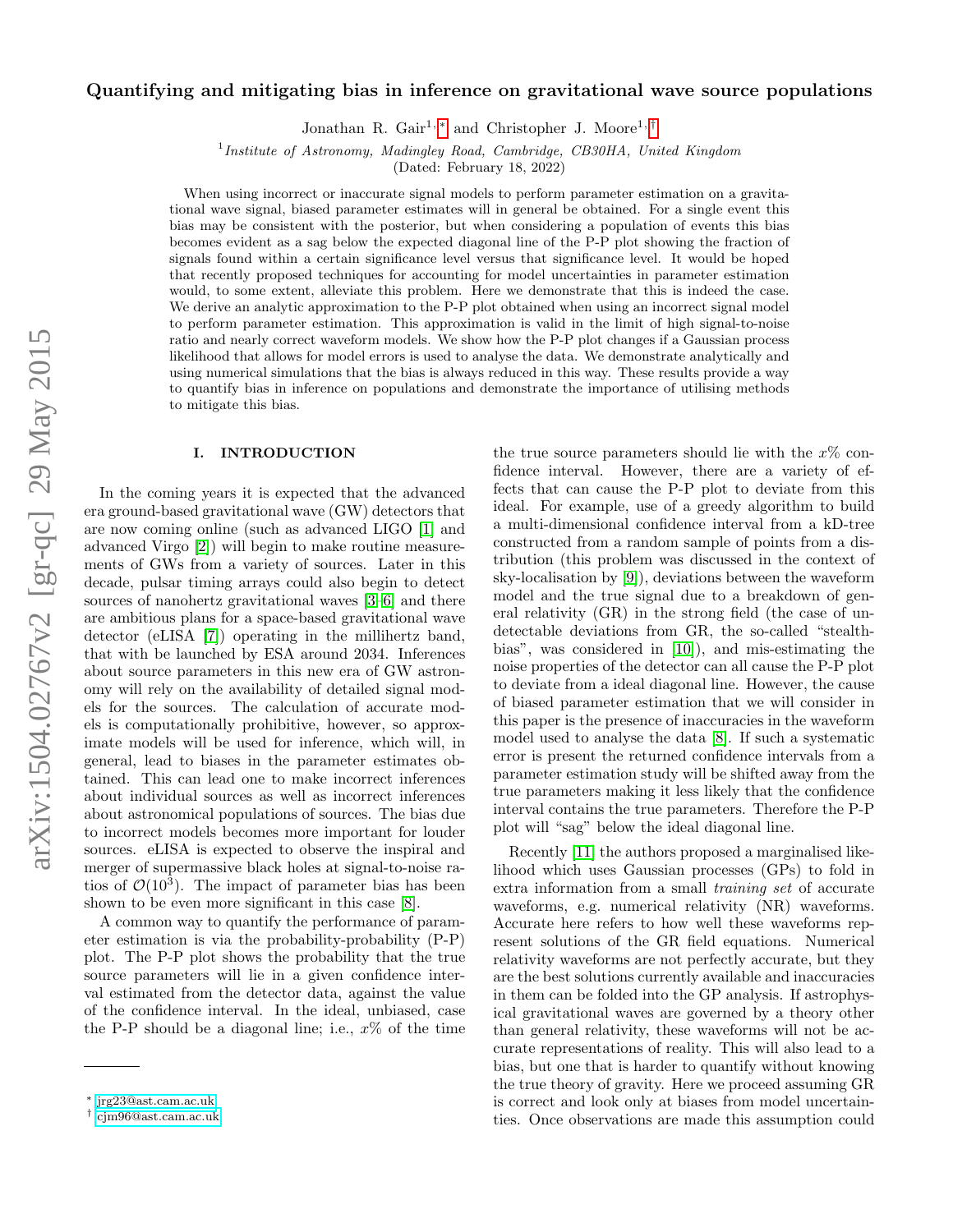# Quantifying and mitigating bias in inference on gravitational wave source populations

Jonathan R. Gair[1,*] and Christopher J. Moore[1,†]

[1] *Institute of Astronomy, Madingley Road, Cambridge, CB30HA, United Kingdom*

(Dated: February 18, 2022)

When using incorrect or inaccurate signal models to perform parameter estimation on a gravitational wave signal, biased parameter estimates will in general be obtained. For a single event this bias may be consistent with the posterior, but when considering a population of events this bias becomes evident as a sag below the expected diagonal line of the P-P plot showing the fraction of signals found within a certain significance level versus that significance level. It would be hoped that recently proposed techniques for accounting for model uncertainties in parameter estimation would, to some extent, alleviate this problem. Here we demonstrate that this is indeed the case. We derive an analytic approximation to the P-P plot obtained when using an incorrect signal model to perform parameter estimation. This approximation is valid in the limit of high signal-to-noise ratio and nearly correct waveform models. We show how the P-P plot changes if a Gaussian process likelihood that allows for model errors is used to analyse the data. We demonstrate analytically and using numerical simulations that the bias is always reduced in this way. These results provide a way to quantify bias in inference on populations and demonstrate the importance of utilising methods to mitigate this bias.

## I. INTRODUCTION

In the coming years it is expected that the advanced era ground-based gravitational wave (GW) detectors that are now coming online (such as advanced LIGO [1] and advanced Virgo [2]) will begin to make routine measurements of GWs from a variety of sources. Later in this decade, pulsar timing arrays could also begin to detect sources of nanohertz gravitational waves [3–6] and there are ambitious plans for a space-based gravitational wave detector (eLISA [7]) operating in the millihertz band, that with be launched by ESA around 2034. Inferences about source parameters in this new era of GW astronomy will rely on the availability of detailed signal models for the sources. The calculation of accurate models is computationally prohibitive, however, so approximate models will be used for inference, which will, in general, lead to biases in the parameter estimates obtained. This can lead one to make incorrect inferences about individual sources as well as incorrect inferences about astronomical populations of sources. The bias due to incorrect models becomes more important for louder sources. eLISA is expected to observe the inspiral and merger of supermassive black holes at signal-to-noise ratios of $\mathcal{O}(10^3)$. The impact of parameter bias has been shown to be even more significant in this case [8].

A common way to quantify the performance of parameter estimation is via the probability-probability (P-P) plot. The P-P plot shows the probability that the true source parameters will lie in a given confidence interval estimated from the detector data, against the value of the confidence interval. In the ideal, unbiased, case the P-P should be a diagonal line; i.e., $x\%$ of the time the true source parameters should lie with the $x\%$ confidence interval. However, there are a variety of effects that can cause the P-P plot to deviate from this ideal. For example, use of a greedy algorithm to build a multi-dimensional confidence interval from a kD-tree constructed from a random sample of points from a distribution (this problem was discussed in the context of sky-localisation by [9]), deviations between the waveform model and the true signal due to a breakdown of general relativity (GR) in the strong field (the case of undetectable deviations from GR, the so-called "stealth-bias", was considered in [10]), and mis-estimating the noise properties of the detector can all cause the P-P plot to deviate from a ideal diagonal line. However, the cause of biased parameter estimation that we will consider in this paper is the presence of inaccuracies in the waveform model used to analyse the data [8]. If such a systematic error is present the returned confidence intervals from a parameter estimation study will be shifted away from the true parameters making it less likely that the confidence interval contains the true parameters. Therefore the P-P plot will "sag" below the ideal diagonal line.

Recently [11] the authors proposed a marginalised likelihood which uses Gaussian processes (GPs) to fold in extra information from a small *training set* of accurate waveforms, e.g. numerical relativity (NR) waveforms. Accurate here refers to how well these waveforms represent solutions of the GR field equations. Numerical relativity waveforms are not perfectly accurate, but they are the best solutions currently available and inaccuracies in them can be folded into the GP analysis. If astrophysical gravitational waves are governed by a theory other than general relativity, these waveforms will not be accurate representations of reality. This will also lead to a bias, but one that is harder to quantify without knowing the true theory of gravity. Here we proceed assuming GR is correct and look only at biases from model uncertainties. Once observations are made this assumption could

* jrg23@ast.cam.ac.uk
† cjm96@ast.cam.ac.uk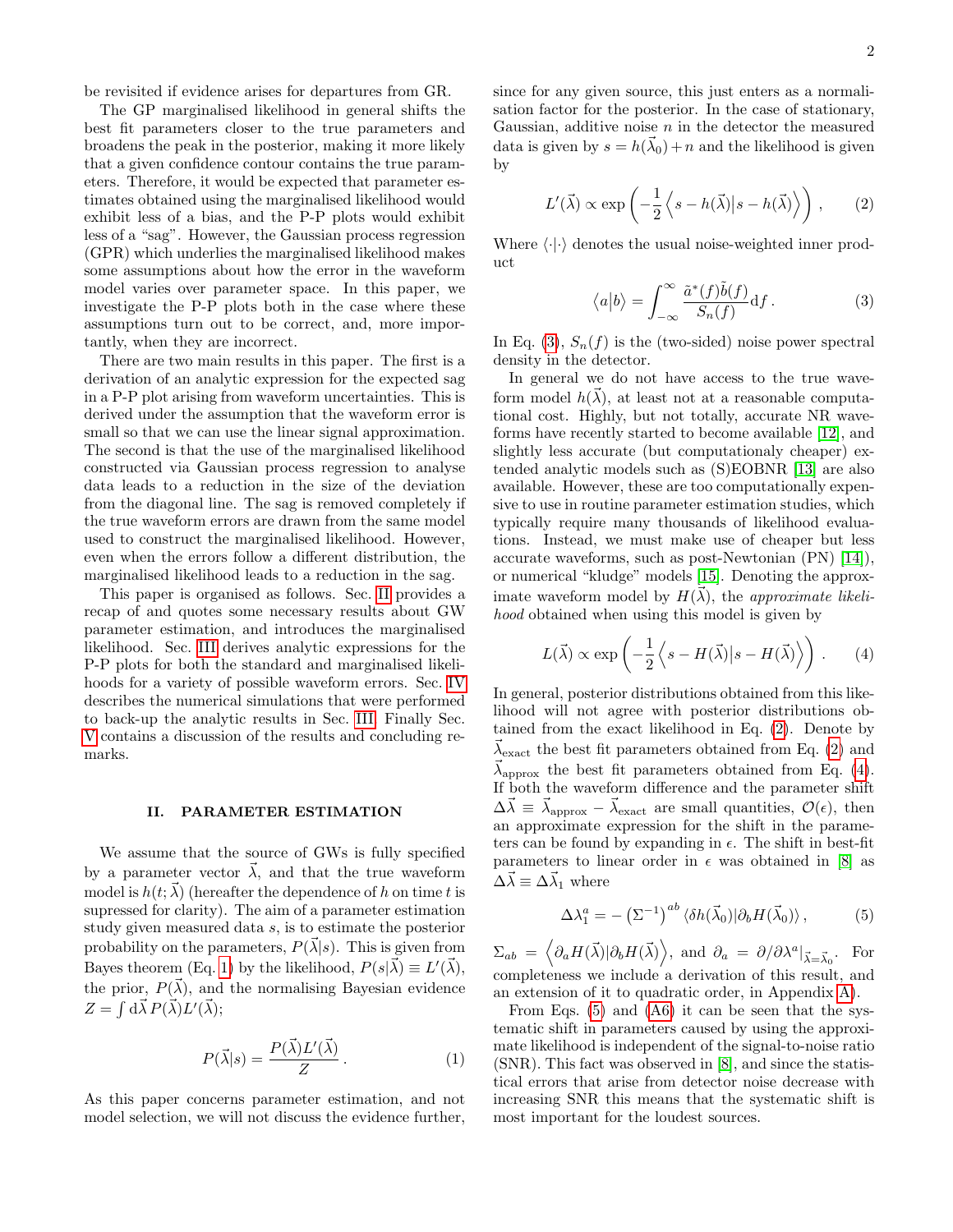be revisited if evidence arises for departures from GR.

The GP marginalised likelihood in general shifts the best fit parameters closer to the true parameters and broadens the peak in the posterior, making it more likely that a given confidence contour contains the true parameters. Therefore, it would be expected that parameter estimates obtained using the marginalised likelihood would exhibit less of a bias, and the P-P plots would exhibit less of a "sag". However, the Gaussian process regression (GPR) which underlies the marginalised likelihood makes some assumptions about how the error in the waveform model varies over parameter space. In this paper, we investigate the P-P plots both in the case where these assumptions turn out to be correct, and, more importantly, when they are incorrect.

There are two main results in this paper. The first is a derivation of an analytic expression for the expected sag in a P-P plot arising from waveform uncertainties. This is derived under the assumption that the waveform error is small so that we can use the linear signal approximation. The second is that the use of the marginalised likelihood constructed via Gaussian process regression to analyse data leads to a reduction in the size of the deviation from the diagonal line. The sag is removed completely if the true waveform errors are drawn from the same model used to construct the marginalised likelihood. However, even when the errors follow a different distribution, the marginalised likelihood leads to a reduction in the sag.

This paper is organised as follows. Sec. II provides a recap of and quotes some necessary results about GW parameter estimation, and introduces the marginalised likelihood. Sec. III derives analytic expressions for the P-P plots for both the standard and marginalised likelihoods for a variety of possible waveform errors. Sec. IV describes the numerical simulations that were performed to back-up the analytic results in Sec. III. Finally Sec. V contains a discussion of the results and concluding remarks.

## II. PARAMETER ESTIMATION

We assume that the source of GWs is fully specified by a parameter vector $\vec{\lambda}$, and that the true waveform model is $h(t;\vec{\lambda})$ (hereafter the dependence of $h$ on time $t$ is supressed for clarity). The aim of a parameter estimation study given measured data $s$, is to estimate the posterior probability on the parameters, $P(\vec{\lambda}|s)$. This is given from Bayes theorem (Eq. 1) by the likelihood, $P(s|\vec{\lambda}) \equiv L'(\vec{\lambda})$, the prior, $P(\vec{\lambda})$, and the normalising Bayesian evidence $Z = \int \mathrm{d}\vec{\lambda}\, P(\vec{\lambda})L'(\vec{\lambda})$;

$$P(\vec{\lambda}|s) = \frac{P(\vec{\lambda})L'(\vec{\lambda})}{Z}\,. \tag{1}$$

As this paper concerns parameter estimation, and not model selection, we will not discuss the evidence further, since for any given source, this just enters as a normalisation factor for the posterior. In the case of stationary, Gaussian, additive noise $n$ in the detector the measured data is given by $s = h(\vec{\lambda}_0) + n$ and the likelihood is given by

$$L'(\vec{\lambda}) \propto \exp\left(-\frac{1}{2}\left\langle s - h(\vec{\lambda}) \middle| s - h(\vec{\lambda})\right\rangle\right)\,, \tag{2}$$

Where $\langle\cdot|\cdot\rangle$ denotes the usual noise-weighted inner product

$$\langle a|b\rangle = \int_{-\infty}^{\infty} \frac{\tilde{a}^*(f)\tilde{b}(f)}{S_n(f)}\mathrm{d}f\,. \tag{3}$$

In Eq. (3), $S_n(f)$ is the (two-sided) noise power spectral density in the detector.

In general we do not have access to the true waveform model $h(\vec{\lambda})$, at least not at a reasonable computational cost. Highly, but not totally, accurate NR waveforms have recently started to become available [12], and slightly less accurate (but computationaly cheaper) extended analytic models such as (S)EOBNR [13] are also available. However, these are too computationally expensive to use in routine parameter estimation studies, which typically require many thousands of likelihood evaluations. Instead, we must make use of cheaper but less accurate waveforms, such as post-Newtonian (PN) [14]), or numerical "kludge" models [15]. Denoting the approximate waveform model by $H(\vec{\lambda})$, the *approximate likelihood* obtained when using this model is given by

$$L(\vec{\lambda}) \propto \exp\left(-\frac{1}{2}\left\langle s - H(\vec{\lambda}) \middle| s - H(\vec{\lambda})\right\rangle\right)\,. \tag{4}$$

In general, posterior distributions obtained from this likelihood will not agree with posterior distributions obtained from the exact likelihood in Eq. (2). Denote by $\vec{\lambda}_{\mathrm{exact}}$ the best fit parameters obtained from Eq. (2) and $\vec{\lambda}_{\mathrm{approx}}$ the best fit parameters obtained from Eq. (4). If both the waveform difference and the parameter shift $\Delta\vec{\lambda} \equiv \vec{\lambda}_{\mathrm{approx}} - \vec{\lambda}_{\mathrm{exact}}$ are small quantities, $\mathcal{O}(\epsilon)$, then an approximate expression for the shift in the parameters can be found by expanding in $\epsilon$. The shift in best-fit parameters to linear order in $\epsilon$ was obtained in [8] as $\Delta\vec{\lambda} \equiv \Delta\vec{\lambda}_1$ where

$$\Delta\lambda_1^a = -\left(\Sigma^{-1}\right)^{ab}\langle\delta h(\vec{\lambda}_0)|\partial_b H(\vec{\lambda}_0)\rangle\,, \tag{5}$$

$\Sigma_{ab} = \left\langle \partial_a H(\vec{\lambda})|\partial_b H(\vec{\lambda})\right\rangle$, and $\partial_a = \partial/\partial\lambda^a|_{\vec{\lambda}=\vec{\lambda}_0}$. For completeness we include a derivation of this result, and an extension of it to quadratic order, in Appendix A).

From Eqs. (5) and (A6) it can be seen that the systematic shift in parameters caused by using the approximate likelihood is independent of the signal-to-noise ratio (SNR). This fact was observed in [8], and since the statistical errors that arise from detector noise decrease with increasing SNR this means that the systematic shift is most important for the loudest sources.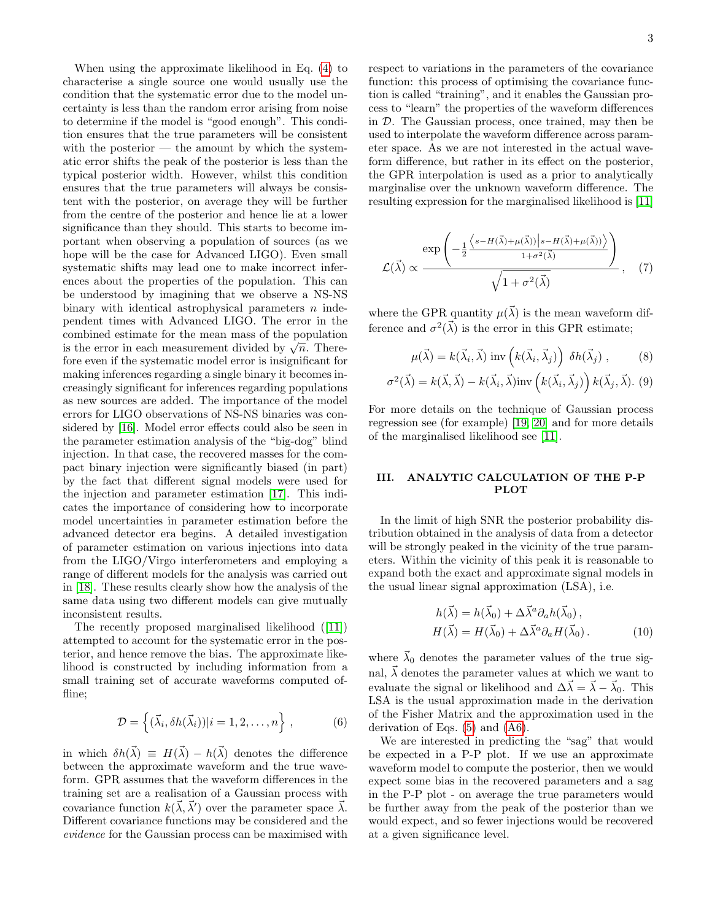When using the approximate likelihood in Eq. (4) to characterise a single source one would usually use the condition that the systematic error due to the model uncertainty is less than the random error arising from noise to determine if the model is "good enough". This condition ensures that the true parameters will be consistent with the posterior — the amount by which the systematic error shifts the peak of the posterior is less than the typical posterior width. However, whilst this condition ensures that the true parameters will always be consistent with the posterior, on average they will be further from the centre of the posterior and hence lie at a lower significance than they should. This starts to become important when observing a population of sources (as we hope will be the case for Advanced LIGO). Even small systematic shifts may lead one to make incorrect inferences about the properties of the population. This can be understood by imagining that we observe a NS-NS binary with identical astrophysical parameters $n$ independent times with Advanced LIGO. The error in the combined estimate for the mean mass of the population is the error in each measurement divided by $\sqrt{n}$. Therefore even if the systematic model error is insignificant for making inferences regarding a single binary it becomes increasingly significant for inferences regarding populations as new sources are added. The importance of the model errors for LIGO observations of NS-NS binaries was considered by [16]. Model error effects could also be seen in the parameter estimation analysis of the "big-dog" blind injection. In that case, the recovered masses for the compact binary injection were significantly biased (in part) by the fact that different signal models were used for the injection and parameter estimation [17]. This indicates the importance of considering how to incorporate model uncertainties in parameter estimation before the advanced detector era begins. A detailed investigation of parameter estimation on various injections into data from the LIGO/Virgo interferometers and employing a range of different models for the analysis was carried out in [18]. These results clearly show how the analysis of the same data using two different models can give mutually inconsistent results.

The recently proposed marginalised likelihood ([11]) attempted to account for the systematic error in the posterior, and hence remove the bias. The approximate likelihood is constructed by including information from a small training set of accurate waveforms computed offline;

$$\mathcal{D} = \left\{ (\vec{\lambda}_i, \delta h(\vec{\lambda}_i)) | i = 1, 2, \ldots, n \right\}, \tag{6}$$

in which $\delta h(\vec{\lambda}) \equiv H(\vec{\lambda}) - h(\vec{\lambda})$ denotes the difference between the approximate waveform and the true waveform. GPR assumes that the waveform differences in the training set are a realisation of a Gaussian process with covariance function $k(\vec{\lambda}, \vec{\lambda}')$ over the parameter space $\vec{\lambda}$. Different covariance functions may be considered and the *evidence* for the Gaussian process can be maximised with respect to variations in the parameters of the covariance function: this process of optimising the covariance function is called "training", and it enables the Gaussian process to "learn" the properties of the waveform differences in $\mathcal{D}$. The Gaussian process, once trained, may then be used to interpolate the waveform difference across parameter space. As we are not interested in the actual waveform difference, but rather in its effect on the posterior, the GPR interpolation is used as a prior to analytically marginalise over the unknown waveform difference. The resulting expression for the marginalised likelihood is [11]

$$\mathcal{L}(\vec{\lambda}) \propto \frac{\exp\left( -\frac{1}{2} \frac{\left\langle s - H(\vec{\lambda}) + \mu(\vec{\lambda}) \middle| s - H(\vec{\lambda}) + \mu(\vec{\lambda}) \right\rangle}{1 + \sigma^2(\vec{\lambda})} \right)}{\sqrt{1 + \sigma^2(\vec{\lambda})}}, \tag{7}$$

where the GPR quantity $\mu(\vec{\lambda})$ is the mean waveform difference and $\sigma^2(\vec{\lambda})$ is the error in this GPR estimate;

$$\mu(\vec{\lambda}) = k(\vec{\lambda}_i, \vec{\lambda}) \ \text{inv}\left( k(\vec{\lambda}_i, \vec{\lambda}_j) \right) \ \delta h(\vec{\lambda}_j), \tag{8}$$

$$\sigma^2(\vec{\lambda}) = k(\vec{\lambda}, \vec{\lambda}) - k(\vec{\lambda}_i, \vec{\lambda}) \text{inv}\left( k(\vec{\lambda}_i, \vec{\lambda}_j) \right) k(\vec{\lambda}_j, \vec{\lambda}). \tag{9}$$

For more details on the technique of Gaussian process regression see (for example) [19, 20] and for more details of the marginalised likelihood see [11].

## III. ANALYTIC CALCULATION OF THE P-P PLOT

In the limit of high SNR the posterior probability distribution obtained in the analysis of data from a detector will be strongly peaked in the vicinity of the true parameters. Within the vicinity of this peak it is reasonable to expand both the exact and approximate signal models in the usual linear signal approximation (LSA), i.e.

$$\begin{aligned} h(\vec{\lambda}) &= h(\vec{\lambda}_0) + \Delta\vec{\lambda}^a \partial_a h(\vec{\lambda}_0), \\ H(\vec{\lambda}) &= H(\vec{\lambda}_0) + \Delta\vec{\lambda}^a \partial_a H(\vec{\lambda}_0). \end{aligned} \tag{10}$$

where $\vec{\lambda}_0$ denotes the parameter values of the true signal, $\vec{\lambda}$ denotes the parameter values at which we want to evaluate the signal or likelihood and $\Delta\vec{\lambda} = \vec{\lambda} - \vec{\lambda}_0$. This LSA is the usual approximation made in the derivation of the Fisher Matrix and the approximation used in the derivation of Eqs. (5) and (A6).

We are interested in predicting the "sag" that would be expected in a P-P plot. If we use an approximate waveform model to compute the posterior, then we would expect some bias in the recovered parameters and a sag in the P-P plot - on average the true parameters would be further away from the peak of the posterior than we would expect, and so fewer injections would be recovered at a given significance level.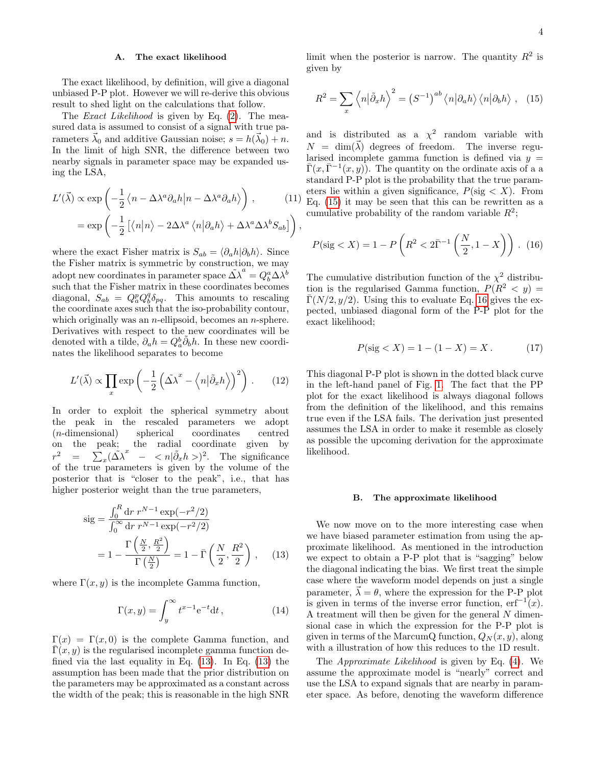### A. The exact likelihood

The exact likelihood, by definition, will give a diagonal unbiased P-P plot. However we will re-derive this obvious result to shed light on the calculations that follow.

The *Exact Likelihood* is given by Eq. (2). The measured data is assumed to consist of a signal with true parameters $\vec{\lambda}_0$ and additive Gaussian noise; $s = h(\vec{\lambda}_0) + n$. In the limit of high SNR, the difference between two nearby signals in parameter space may be expanded using the LSA,

$$
\begin{aligned}
L'(\vec{\lambda}) &\propto \exp\left(-\frac{1}{2}\left\langle n - \Delta\lambda^a \partial_a h \middle| n - \Delta\lambda^a \partial_a h\right\rangle\right) , \qquad (11)\\
&= \exp\left(-\frac{1}{2}\left[\left\langle n \middle| n\right\rangle - 2\Delta\lambda^a \left\langle n \middle| \partial_a h\right\rangle + \Delta\lambda^a \Delta\lambda^b S_{ab}\right]\right) ,
\end{aligned}
$$

where the exact Fisher matrix is $S_{ab} = \langle \partial_a h | \partial_b h \rangle$. Since the Fisher matrix is symmetric by construction, we may adopt new coordinates in parameter space $\tilde{\Delta\lambda}^a = Q^a_b \Delta\lambda^b$ such that the Fisher matrix in these coordinates becomes diagonal, $S_{ab} = Q^p_a Q^q_b \delta_{pq}$. This amounts to rescaling the coordinate axes such that the iso-probability contour, which originally was an $n$-ellipsoid, becomes an $n$-sphere. Derivatives with respect to the new coordinates will be denoted with a tilde, $\partial_a h = Q^b_a \tilde{\partial}_b h$. In these new coordinates the likelihood separates to become

$$
L'(\vec{\lambda}) \propto \prod_x \exp\left(-\frac{1}{2}\left(\tilde{\Delta\lambda}^x - \left\langle n \middle| \tilde{\partial}_x h\right\rangle\right)^2\right) . \qquad (12)
$$

In order to exploit the spherical symmetry about the peak in the rescaled parameters we adopt ($n$-dimensional) spherical coordinates centred on the peak; the radial coordinate given by $r^2 = \sum_x (\tilde{\Delta\lambda}^x - < n|\tilde{\partial}_x h >)^2$. The significance of the true parameters is given by the volume of the posterior that is "closer to the peak", i.e., that has higher posterior weight than the true parameters,

$$
\begin{aligned}
\mathrm{sig} &= \frac{\int_0^R \mathrm{d}r\; r^{N-1} \exp(-r^2/2)}{\int_0^\infty \mathrm{d}r\; r^{N-1} \exp(-r^2/2)} \\
&= 1 - \frac{\Gamma\left(\frac{N}{2}, \frac{R^2}{2}\right)}{\Gamma\left(\frac{N}{2}\right)} = 1 - \bar{\Gamma}\left(\frac{N}{2}, \frac{R^2}{2}\right) , \qquad (13)
\end{aligned}
$$

where $\Gamma(x, y)$ is the incomplete Gamma function,

$$
\Gamma(x, y) = \int_y^\infty t^{x-1} \mathrm{e}^{-t} \mathrm{d}t , \qquad (14)
$$

$\Gamma(x) = \Gamma(x, 0)$ is the complete Gamma function, and $\bar{\Gamma}(x, y)$ is the regularised incomplete gamma function defined via the last equality in Eq. (13). In Eq. (13) the assumption has been made that the prior distribution on the parameters may be approximated as a constant across the width of the peak; this is reasonable in the high SNR limit when the posterior is narrow. The quantity $R^2$ is given by

$$
R^2 = \sum_x \left\langle n \middle| \tilde{\partial}_x h\right\rangle^2 = \left(S^{-1}\right)^{ab} \left\langle n \middle| \partial_a h\right\rangle \left\langle n \middle| \partial_b h\right\rangle , \qquad (15)
$$

and is distributed as a $\chi^2$ random variable with $N = \dim(\vec{\lambda})$ degrees of freedom. The inverse regularised incomplete gamma function is defined via $y = \bar{\Gamma}(x, \bar{\Gamma}^{-1}(x, y))$. The quantity on the ordinate axis of a a standard P-P plot is the probability that the true parameters lie within a given significance, $P(\mathrm{sig} < X)$. From Eq. (15) it may be seen that this can be rewritten as a cumulative probability of the random variable $R^2$;

$$
P(\mathrm{sig} < X) = 1 - P\left(R^2 < 2\bar{\Gamma}^{-1}\left(\frac{N}{2}, 1 - X\right)\right) . \qquad (16)
$$

The cumulative distribution function of the $\chi^2$ distribution is the regularised Gamma function, $P(R^2 < y) = \bar{\Gamma}(N/2, y/2)$. Using this to evaluate Eq. 16 gives the expected, unbiased diagonal form of the P-P plot for the exact likelihood;

$$
P(\mathrm{sig} < X) = 1 - (1 - X) = X . \qquad (17)
$$

This diagonal P-P plot is shown in the dotted black curve in the left-hand panel of Fig. 1. The fact that the PP plot for the exact likelihood is always diagonal follows from the definition of the likelihood, and this remains true even if the LSA fails. The derivation just presented assumes the LSA in order to make it resemble as closely as possible the upcoming derivation for the approximate likelihood.

### B. The approximate likelihood

We now move on to the more interesting case when we have biased parameter estimation from using the approximate likelihood. As mentioned in the introduction we expect to obtain a P-P plot that is "sagging" below the diagonal indicating the bias. We first treat the simple case where the waveform model depends on just a single parameter, $\vec{\lambda} = \theta$, where the expression for the P-P plot is given in terms of the inverse error function, $\mathrm{erf}^{-1}(x)$. A treatment will then be given for the general $N$ dimensional case in which the expression for the P-P plot is given in terms of the MarcumQ function, $Q_N(x, y)$, along with a illustration of how this reduces to the 1D result.

The *Approximate Likelihood* is given by Eq. (4). We assume the approximate model is "nearly" correct and use the LSA to expand signals that are nearby in parameter space. As before, denoting the waveform difference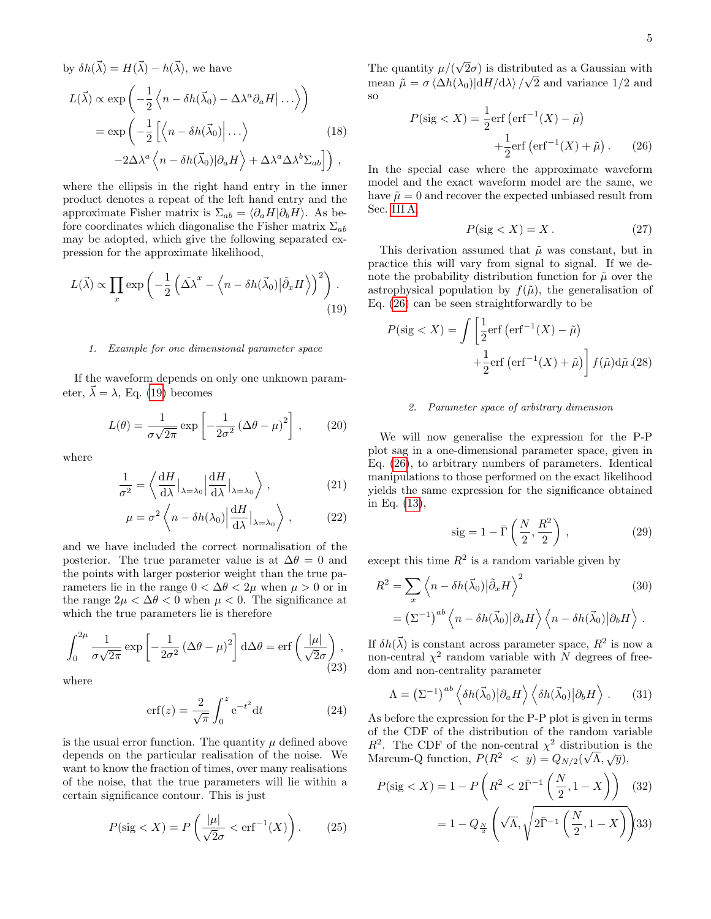by $\delta h(\vec{\lambda}) = H(\vec{\lambda}) - h(\vec{\lambda})$, we have

$$
\begin{aligned}
L(\vec{\lambda}) &\propto \exp\left(-\frac{1}{2}\left\langle n - \delta h(\vec{\lambda}_0) - \Delta\lambda^a \partial_a H \middle| \ldots \right\rangle\right) \\
&= \exp\left(-\frac{1}{2}\left[\left\langle n - \delta h(\vec{\lambda}_0) \middle| \ldots \right\rangle\right.\right. \qquad (18)\\
&\quad \left.\left. -2\Delta\lambda^a \left\langle n - \delta h(\vec{\lambda}_0) | \partial_a H \right\rangle + \Delta\lambda^a \Delta\lambda^b \Sigma_{ab}\right]\right) ,
\end{aligned}
$$

where the ellipsis in the right hand entry in the inner product denotes a repeat of the left hand entry and the approximate Fisher matrix is $\Sigma_{ab} = \langle \partial_a H | \partial_b H \rangle$. As before coordinates which diagonalise the Fisher matrix $\Sigma_{ab}$ may be adopted, which give the following separated expression for the approximate likelihood,

$$
L(\vec{\lambda}) \propto \prod_x \exp\left(-\frac{1}{2}\left(\tilde{\Delta\lambda}^x - \left\langle n - \delta h(\vec{\lambda}_0) \middle| \tilde{\partial}_x H \right\rangle\right)^2\right) . \qquad (19)
$$

#### 1. Example for one dimensional parameter space

If the waveform depends on only one unknown parameter, $\vec{\lambda} = \lambda$, Eq. (19) becomes

$$
L(\theta) = \frac{1}{\sigma\sqrt{2\pi}} \exp\left[-\frac{1}{2\sigma^2}\left(\Delta\theta - \mu\right)^2\right] , \qquad (20)
$$

where

$$
\frac{1}{\sigma^2} = \left\langle \frac{\mathrm{d}H}{\mathrm{d}\lambda}\Big|_{\lambda=\lambda_0} \middle| \frac{\mathrm{d}H}{\mathrm{d}\lambda}\Big|_{\lambda=\lambda_0} \right\rangle , \qquad (21)
$$

$$
\mu = \sigma^2 \left\langle n - \delta h(\lambda_0) \middle| \frac{\mathrm{d}H}{\mathrm{d}\lambda}\Big|_{\lambda=\lambda_0} \right\rangle , \qquad (22)
$$

and we have included the correct normalisation of the posterior. The true parameter value is at $\Delta\theta = 0$ and the points with larger posterior weight than the true parameters lie in the range $0 < \Delta\theta < 2\mu$ when $\mu > 0$ or in the range $2\mu < \Delta\theta < 0$ when $\mu < 0$. The significance at which the true parameters lie is therefore

$$
\int_0^{2\mu} \frac{1}{\sigma\sqrt{2\pi}} \exp\left[-\frac{1}{2\sigma^2}\left(\Delta\theta - \mu\right)^2\right] \mathrm{d}\Delta\theta = \mathrm{erf}\left(\frac{|\mu|}{\sqrt{2}\sigma}\right) , \qquad (23)
$$

where

$$
\mathrm{erf}(z) = \frac{2}{\sqrt{\pi}} \int_0^z \mathrm{e}^{-t^2} \mathrm{d}t \qquad (24)
$$

is the usual error function. The quantity $\mu$ defined above depends on the particular realisation of the noise. We want to know the fraction of times, over many realisations of the noise, that the true parameters will lie within a certain significance contour. This is just

$$
P(\mathrm{sig} < X) = P\left(\frac{|\mu|}{\sqrt{2}\sigma} < \mathrm{erf}^{-1}(X)\right) . \qquad (25)
$$

The quantity $\mu/(\sqrt{2}\sigma)$ is distributed as a Gaussian with mean $\tilde{\mu} = \sigma \left\langle \Delta h(\lambda_0) | \mathrm{d}H/\mathrm{d}\lambda \right\rangle / \sqrt{2}$ and variance 1/2 and so

$$
\begin{aligned}
P(\mathrm{sig} < X) = &\frac{1}{2}\mathrm{erf}\left(\mathrm{erf}^{-1}(X) - \tilde{\mu}\right) \\
&+ \frac{1}{2}\mathrm{erf}\left(\mathrm{erf}^{-1}(X) + \tilde{\mu}\right) . \qquad (26)
\end{aligned}
$$

In the special case where the approximate waveform model and the exact waveform model are the same, we have $\tilde{\mu} = 0$ and recover the expected unbiased result from Sec. III A

$$
P(\mathrm{sig} < X) = X . \qquad (27)
$$

This derivation assumed that $\tilde{\mu}$ was constant, but in practice this will vary from signal to signal. If we denote the probability distribution function for $\tilde{\mu}$ over the astrophysical population by $f(\tilde{\mu})$, the generalisation of Eq. (26) can be seen straightforwardly to be

$$
\begin{aligned}
P(\mathrm{sig} < X) = \int &\left[\frac{1}{2}\mathrm{erf}\left(\mathrm{erf}^{-1}(X) - \tilde{\mu}\right)\right. \\
&\left. + \frac{1}{2}\mathrm{erf}\left(\mathrm{erf}^{-1}(X) + \tilde{\mu}\right)\right] f(\tilde{\mu}) \mathrm{d}\tilde{\mu} . \qquad (28)
\end{aligned}
$$

#### 2. Parameter space of arbitrary dimension

We will now generalise the expression for the P-P plot sag in a one-dimensional parameter space, given in Eq. (26), to arbitrary numbers of parameters. Identical manipulations to those performed on the exact likelihood yields the same expression for the significance obtained in Eq. (13),

$$
\mathrm{sig} = 1 - \bar{\Gamma}\left(\frac{N}{2}, \frac{R^2}{2}\right) , \qquad (29)
$$

except this time $R^2$ is a random variable given by

$$
\begin{aligned}
R^2 &= \sum_x \left\langle n - \delta h(\vec{\lambda}_0) \middle| \tilde{\partial}_x H \right\rangle^2 \qquad (30)\\
&= \left(\Sigma^{-1}\right)^{ab} \left\langle n - \delta h(\vec{\lambda}_0) \middle| \partial_a H \right\rangle \left\langle n - \delta h(\vec{\lambda}_0) \middle| \partial_b H \right\rangle .
\end{aligned}
$$

If $\delta h(\vec{\lambda})$ is constant across parameter space, $R^2$ is now a non-central $\chi^2$ random variable with $N$ degrees of freedom and non-centrality parameter

$$
\Lambda = \left(\Sigma^{-1}\right)^{ab} \left\langle \delta h(\vec{\lambda}_0) \middle| \partial_a H \right\rangle \left\langle \delta h(\vec{\lambda}_0) \middle| \partial_b H \right\rangle . \qquad (31)
$$

As before the expression for the P-P plot is given in terms of the CDF of the distribution of the random variable $R^2$. The CDF of the non-central $\chi^2$ distribution is the Marcum-Q function, $P(R^2 < y) = Q_{N/2}(\sqrt{\Lambda}, \sqrt{y})$,

$$
\begin{aligned}
P(\mathrm{sig} < X) &= 1 - P\left(R^2 < 2\bar{\Gamma}^{-1}\left(\frac{N}{2}, 1 - X\right)\right) \qquad (32)\\
&= 1 - Q_{\frac{N}{2}}\left(\sqrt{\Lambda}, \sqrt{2\bar{\Gamma}^{-1}\left(\frac{N}{2}, 1 - X\right)}\right) \qquad (33)
\end{aligned}
$$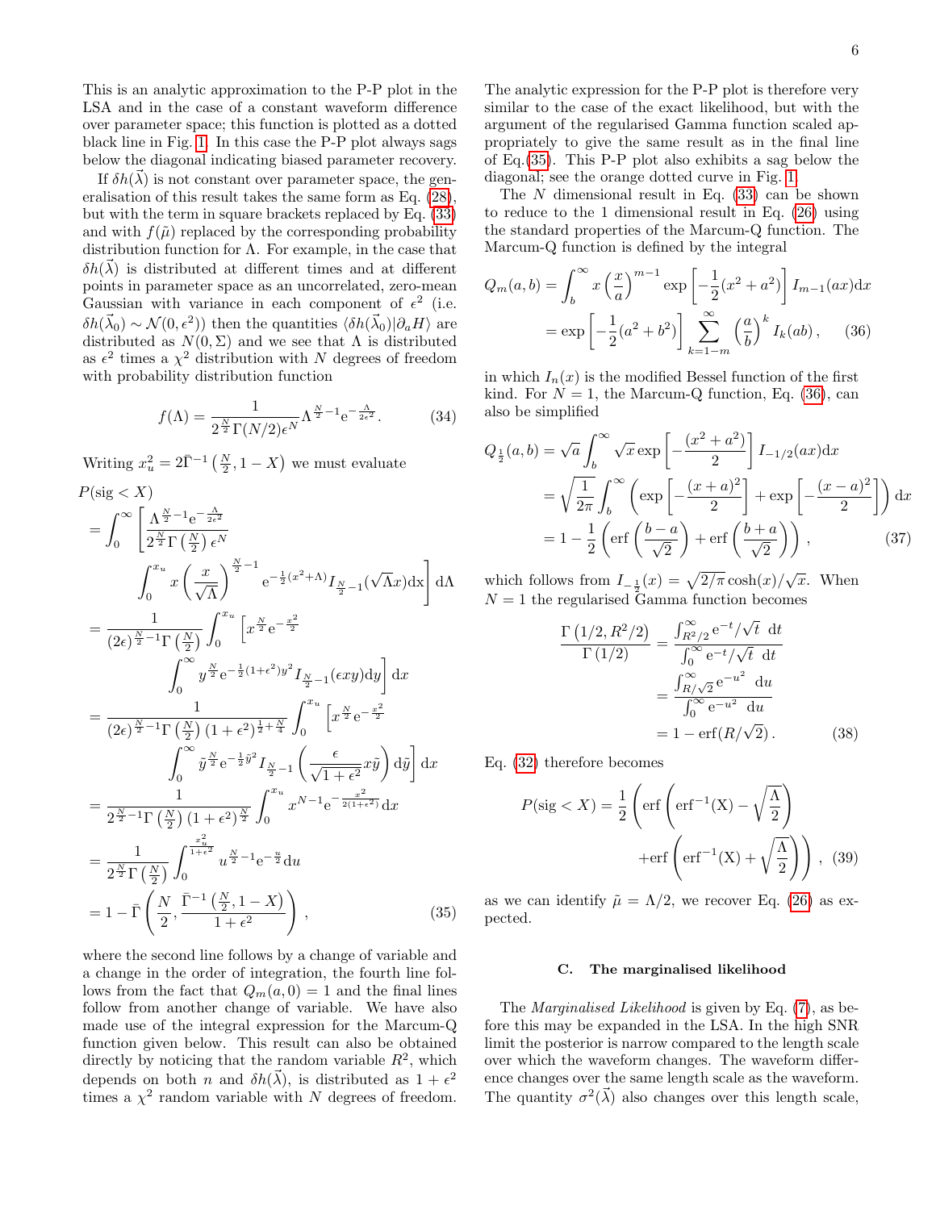This is an analytic approximation to the P-P plot in the LSA and in the case of a constant waveform difference over parameter space; this function is plotted as a dotted black line in Fig. 1. In this case the P-P plot always sags below the diagonal indicating biased parameter recovery.

If $\delta h(\vec{\lambda})$ is not constant over parameter space, the generalisation of this result takes the same form as Eq. (28), but with the term in square brackets replaced by Eq. (33) and with $f(\tilde{\mu})$ replaced by the corresponding probability distribution function for $\Lambda$. For example, in the case that $\delta h(\vec{\lambda})$ is distributed at different times and at different points in parameter space as an uncorrelated, zero-mean Gaussian with variance in each component of $\epsilon^2$ (i.e. $\delta h(\vec{\lambda}_0) \sim \mathcal{N}(0, \epsilon^2)$) then the quantities $\langle \delta h(\vec{\lambda}_0) | \partial_a H \rangle$ are distributed as $N(0, \Sigma)$ and we see that $\Lambda$ is distributed as $\epsilon^2$ times a $\chi^2$ distribution with $N$ degrees of freedom with probability distribution function

$$f(\Lambda) = \frac{1}{2^{\frac{N}{2}} \Gamma(N/2) \epsilon^N} \Lambda^{\frac{N}{2}-1} \mathrm{e}^{-\frac{\Lambda}{2\epsilon^2}}. \tag{34}$$

Writing $x_u^2 = 2\bar{\Gamma}^{-1}\left(\frac{N}{2}, 1-X\right)$ we must evaluate

$$\begin{aligned}
&P(\mathrm{sig} < X) \\
&= \int_0^\infty \left[ \frac{\Lambda^{\frac{N}{2}-1} \mathrm{e}^{-\frac{\Lambda}{2\epsilon^2}}}{2^{\frac{N}{2}} \Gamma\left(\frac{N}{2}\right) \epsilon^N} \right. \\
&\qquad \left. \int_0^{x_u} x \left(\frac{x}{\sqrt{\Lambda}}\right)^{\frac{N}{2}-1} \mathrm{e}^{-\frac{1}{2}(x^2+\Lambda)} I_{\frac{N}{2}-1}(\sqrt{\Lambda} x) \mathrm{d}x \right] \mathrm{d}\Lambda \\
&= \frac{1}{(2\epsilon)^{\frac{N}{2}-1} \Gamma\left(\frac{N}{2}\right)} \int_0^{x_u} \left[ x^{\frac{N}{2}} \mathrm{e}^{-\frac{x^2}{2}} \right. \\
&\qquad \left. \int_0^\infty y^{\frac{N}{2}} \mathrm{e}^{-\frac{1}{2}(1+\epsilon^2) y^2} I_{\frac{N}{2}-1}(\epsilon x y) \mathrm{d}y \right] \mathrm{d}x \\
&= \frac{1}{(2\epsilon)^{\frac{N}{2}-1} \Gamma\left(\frac{N}{2}\right) (1+\epsilon^2)^{\frac{1}{2}+\frac{N}{4}}} \int_0^{x_u} \left[ x^{\frac{N}{2}} \mathrm{e}^{-\frac{x^2}{2}} \right. \\
&\qquad \left. \int_0^\infty \tilde{y}^{\frac{N}{2}} \mathrm{e}^{-\frac{1}{2}\tilde{y}^2} I_{\frac{N}{2}-1}\left(\frac{\epsilon}{\sqrt{1+\epsilon^2}} x \tilde{y}\right) \mathrm{d}\tilde{y} \right] \mathrm{d}x \\
&= \frac{1}{2^{\frac{N}{2}-1} \Gamma\left(\frac{N}{2}\right) (1+\epsilon^2)^{\frac{N}{2}}} \int_0^{x_u} x^{N-1} \mathrm{e}^{-\frac{x^2}{2(1+\epsilon^2)}} \mathrm{d}x \\
&= \frac{1}{2^{\frac{N}{2}} \Gamma\left(\frac{N}{2}\right)} \int_0^{\frac{x_u^2}{1+\epsilon^2}} u^{\frac{N}{2}-1} \mathrm{e}^{-\frac{u}{2}} \mathrm{d}u \\
&= 1 - \bar{\Gamma}\left(\frac{N}{2}, \frac{\bar{\Gamma}^{-1}\left(\frac{N}{2}, 1-X\right)}{1+\epsilon^2}\right),
\end{aligned} \tag{35}$$

where the second line follows by a change of variable and a change in the order of integration, the fourth line follows from the fact that $Q_m(a, 0) = 1$ and the final lines follow from another change of variable. We have also made use of the integral expression for the Marcum-Q function given below. This result can also be obtained directly by noticing that the random variable $R^2$, which depends on both $n$ and $\delta h(\vec{\lambda})$, is distributed as $1 + \epsilon^2$ times a $\chi^2$ random variable with $N$ degrees of freedom. The analytic expression for the P-P plot is therefore very similar to the case of the exact likelihood, but with the argument of the regularised Gamma function scaled appropriately to give the same result as in the final line of Eq.(35). This P-P plot also exhibits a sag below the diagonal; see the orange dotted curve in Fig. 1.

The $N$ dimensional result in Eq. (33) can be shown to reduce to the 1 dimensional result in Eq. (26) using the standard properties of the Marcum-Q function. The Marcum-Q function is defined by the integral

$$\begin{aligned}
Q_m(a, b) &= \int_b^\infty x \left(\frac{x}{a}\right)^{m-1} \exp\left[-\frac{1}{2}(x^2 + a^2)\right] I_{m-1}(ax) \mathrm{d}x \\
&= \exp\left[-\frac{1}{2}(a^2 + b^2)\right] \sum_{k=1-m}^\infty \left(\frac{a}{b}\right)^k I_k(ab),
\end{aligned} \tag{36}$$

in which $I_n(x)$ is the modified Bessel function of the first kind. For $N = 1$, the Marcum-Q function, Eq. (36), can also be simplified

$$\begin{aligned}
Q_{\frac{1}{2}}(a, b) &= \sqrt{a} \int_b^\infty \sqrt{x} \exp\left[-\frac{(x^2 + a^2)}{2}\right] I_{-1/2}(ax) \mathrm{d}x \\
&= \sqrt{\frac{1}{2\pi}} \int_b^\infty \left( \exp\left[-\frac{(x+a)^2}{2}\right] + \exp\left[-\frac{(x-a)^2}{2}\right] \right) \mathrm{d}x \\
&= 1 - \frac{1}{2}\left( \mathrm{erf}\left(\frac{b-a}{\sqrt{2}}\right) + \mathrm{erf}\left(\frac{b+a}{\sqrt{2}}\right) \right),
\end{aligned} \tag{37}$$

which follows from $I_{-\frac{1}{2}}(x) = \sqrt{2/\pi} \cosh(x)/\sqrt{x}$. When $N = 1$ the regularised Gamma function becomes

$$\begin{aligned}
\frac{\Gamma\left(1/2, R^2/2\right)}{\Gamma\left(1/2\right)} &= \frac{\int_{R^2/2}^\infty \mathrm{e}^{-t}/\sqrt{t}\ \mathrm{d}t}{\int_0^\infty \mathrm{e}^{-t}/\sqrt{t}\ \mathrm{d}t} \\
&= \frac{\int_{R/\sqrt{2}}^\infty \mathrm{e}^{-u^2}\ \mathrm{d}u}{\int_0^\infty \mathrm{e}^{-u^2}\ \mathrm{d}u} \\
&= 1 - \mathrm{erf}(R/\sqrt{2}).
\end{aligned} \tag{38}$$

Eq. (32) therefore becomes

$$P(\mathrm{sig} < X) = \frac{1}{2}\left( \mathrm{erf}\left(\mathrm{erf}^{-1}(\mathrm{X}) - \sqrt{\frac{\Lambda}{2}}\right) + \mathrm{erf}\left(\mathrm{erf}^{-1}(\mathrm{X}) + \sqrt{\frac{\Lambda}{2}}\right) \right), \tag{39}$$

as we can identify $\tilde{\mu} = \Lambda/2$, we recover Eq. (26) as expected.

### C. The marginalised likelihood

The *Marginalised Likelihood* is given by Eq. (7), as before this may be expanded in the LSA. In the high SNR limit the posterior is narrow compared to the length scale over which the waveform changes. The waveform difference changes over the same length scale as the waveform. The quantity $\sigma^2(\vec{\lambda})$ also changes over this length scale,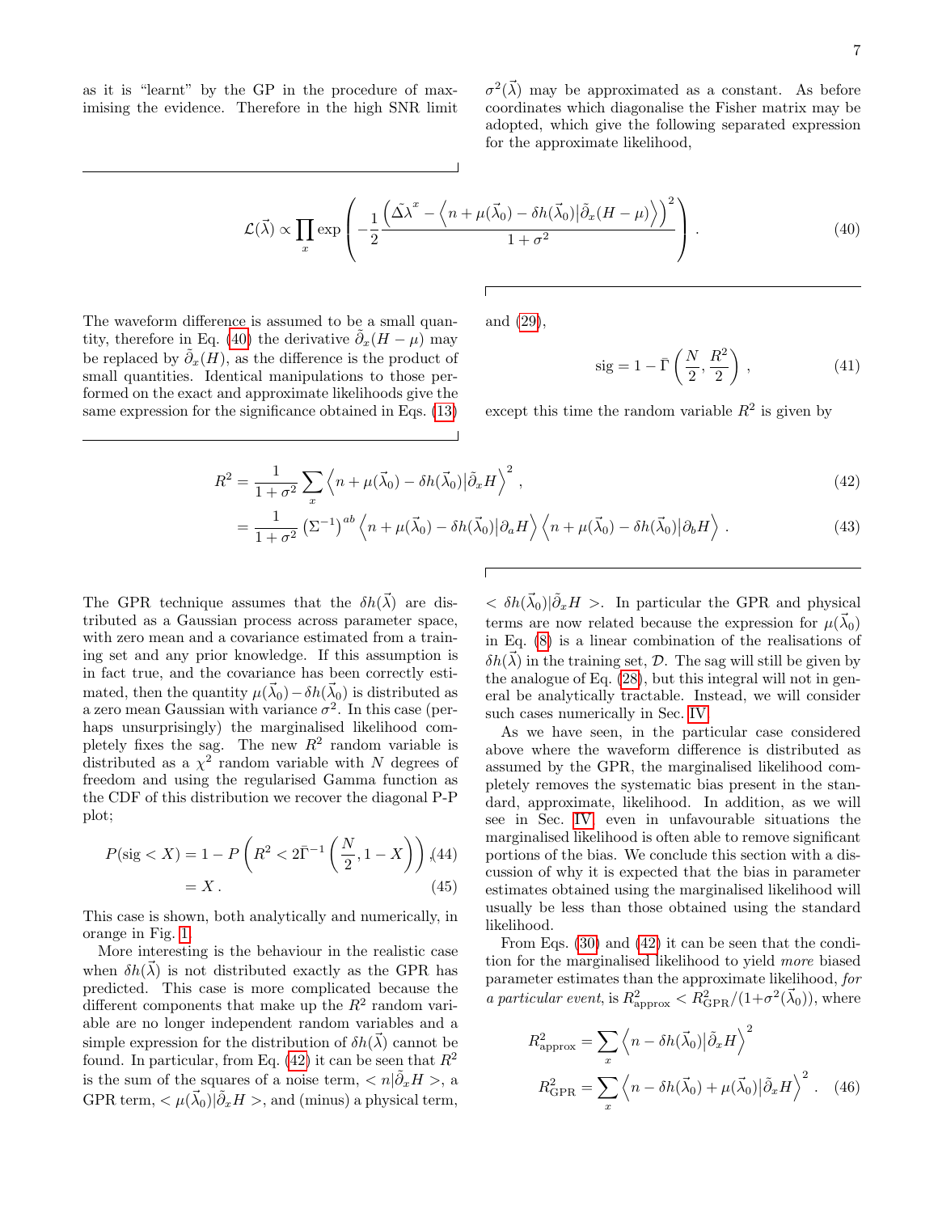as it is "learnt" by the GP in the procedure of maximising the evidence. Therefore in the high SNR limit $\sigma^2(\vec{\lambda})$ may be approximated as a constant. As before coordinates which diagonalise the Fisher matrix may be adopted, which give the following separated expression for the approximate likelihood,

$$\mathcal{L}(\vec{\lambda}) \propto \prod_x \exp\left( -\frac{1}{2} \frac{\left( \tilde{\Delta\lambda}^x - \left\langle n + \mu(\vec{\lambda}_0) - \delta h(\vec{\lambda}_0) \middle| \tilde{\partial}_x (H-\mu) \right\rangle \right)^2}{1+\sigma^2} \right) . \tag{40}$$

The waveform difference is assumed to be a small quantity, therefore in Eq. (40) the derivative $\tilde{\partial}_x(H-\mu)$ may be replaced by $\tilde{\partial}_x(H)$, as the difference is the product of small quantities. Identical manipulations to those performed on the exact and approximate likelihoods give the same expression for the significance obtained in Eqs. (13) and (29),

$$\text{sig} = 1 - \bar{\Gamma}\left( \frac{N}{2}, \frac{R^2}{2} \right) , \tag{41}$$

except this time the random variable $R^2$ is given by

$$R^2 = \frac{1}{1+\sigma^2} \sum_x \left\langle n + \mu(\vec{\lambda}_0) - \delta h(\vec{\lambda}_0) \middle| \tilde{\partial}_x H \right\rangle^2 , \tag{42}$$

$$= \frac{1}{1+\sigma^2} \left(\Sigma^{-1}\right)^{ab} \left\langle n + \mu(\vec{\lambda}_0) - \delta h(\vec{\lambda}_0) \middle| \partial_a H \right\rangle \left\langle n + \mu(\vec{\lambda}_0) - \delta h(\vec{\lambda}_0) \middle| \partial_b H \right\rangle . \tag{43}$$

The GPR technique assumes that the $\delta h(\vec{\lambda})$ are distributed as a Gaussian process across parameter space, with zero mean and a covariance estimated from a training set and any prior knowledge. If this assumption is in fact true, and the covariance has been correctly estimated, then the quantity $\mu(\vec{\lambda}_0) - \delta h(\vec{\lambda}_0)$ is distributed as a zero mean Gaussian with variance $\sigma^2$. In this case (perhaps unsurprisingly) the marginalised likelihood completely fixes the sag. The new $R^2$ random variable is distributed as a $\chi^2$ random variable with $N$ degrees of freedom and using the regularised Gamma function as the CDF of this distribution we recover the diagonal P-P plot;

$$P(\text{sig} < X) = 1 - P\left( R^2 < 2\bar{\Gamma}^{-1}\left( \frac{N}{2}, 1-X \right) \right) , \tag{44}$$

$$= X . \tag{45}$$

This case is shown, both analytically and numerically, in orange in Fig. 1.

More interesting is the behaviour in the realistic case when $\delta h(\vec{\lambda})$ is not distributed exactly as the GPR has predicted. This case is more complicated because the different components that make up the $R^2$ random variable are no longer independent random variables and a simple expression for the distribution of $\delta h(\vec{\lambda})$ cannot be found. In particular, from Eq. (42) it can be seen that $R^2$ is the sum of the squares of a noise term, $< n|\tilde{\partial}_x H >$, a GPR term, $< \mu(\vec{\lambda}_0)|\tilde{\partial}_x H >$, and (minus) a physical term, $< \delta h(\vec{\lambda}_0)|\tilde{\partial}_x H >$. In particular the GPR and physical terms are now related because the expression for $\mu(\vec{\lambda}_0)$ in Eq. (8) is a linear combination of the realisations of $\delta h(\vec{\lambda})$ in the training set, $\mathcal{D}$. The sag will still be given by the analogue of Eq. (28), but this integral will not in general be analytically tractable. Instead, we will consider such cases numerically in Sec. IV.

As we have seen, in the particular case considered above where the waveform difference is distributed as assumed by the GPR, the marginalised likelihood completely removes the systematic bias present in the standard, approximate, likelihood. In addition, as we will see in Sec. IV, even in unfavourable situations the marginalised likelihood is often able to remove significant portions of the bias. We conclude this section with a discussion of why it is expected that the bias in parameter estimates obtained using the marginalised likelihood will usually be less than those obtained using the standard likelihood.

From Eqs. (30) and (42) it can be seen that the condition for the marginalised likelihood to yield *more* biased parameter estimates than the approximate likelihood, *for a particular event*, is $R^2_{\text{approx}} < R^2_{\text{GPR}}/(1+\sigma^2(\vec{\lambda}_0))$, where

$$R^2_{\text{approx}} = \sum_x \left\langle n - \delta h(\vec{\lambda}_0) \middle| \tilde{\partial}_x H \right\rangle^2$$

$$R^2_{\text{GPR}} = \sum_x \left\langle n - \delta h(\vec{\lambda}_0) + \mu(\vec{\lambda}_0) \middle| \tilde{\partial}_x H \right\rangle^2 . \tag{46}$$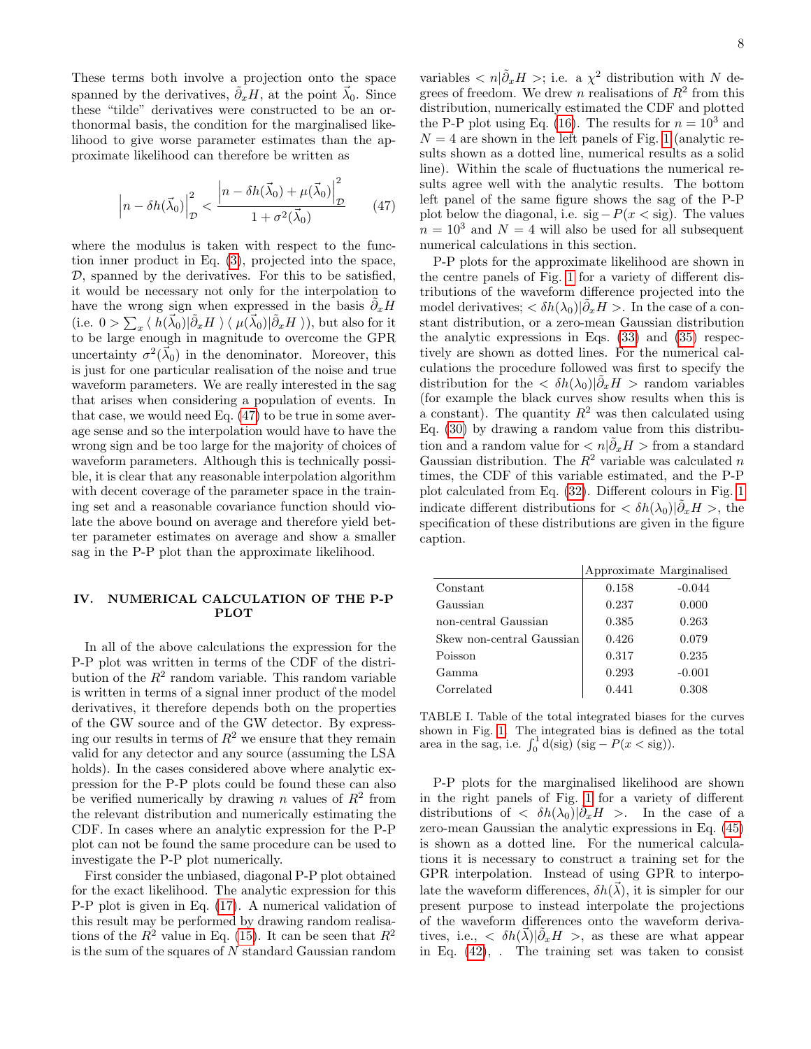These terms both involve a projection onto the space spanned by the derivatives, $\tilde{\partial}_x H$, at the point $\vec{\lambda}_0$. Since these "tilde" derivatives were constructed to be an orthonormal basis, the condition for the marginalised likelihood to give worse parameter estimates than the approximate likelihood can therefore be written as

$$\left| n - \delta h(\vec{\lambda}_0) \right|^2_{\mathcal{D}} < \frac{\left| n - \delta h(\vec{\lambda}_0) + \mu(\vec{\lambda}_0) \right|^2_{\mathcal{D}}}{1 + \sigma^2(\vec{\lambda}_0)} \tag{47}$$

where the modulus is taken with respect to the function inner product in Eq. (3), projected into the space, $\mathcal{D}$, spanned by the derivatives. For this to be satisfied, it would be necessary not only for the interpolation to have the wrong sign when expressed in the basis $\tilde{\partial}_x H$ (i.e. $0 > \sum_x \langle\, h(\vec{\lambda}_0)|\tilde{\partial}_x H\,\rangle \langle\, \mu(\vec{\lambda}_0)|\tilde{\partial}_x H\,\rangle$), but also for it to be large enough in magnitude to overcome the GPR uncertainty $\sigma^2(\vec{\lambda}_0)$ in the denominator. Moreover, this is just for one particular realisation of the noise and true waveform parameters. We are really interested in the sag that arises when considering a population of events. In that case, we would need Eq. (47) to be true in some average sense and so the interpolation would have to have the wrong sign and be too large for the majority of choices of waveform parameters. Although this is technically possible, it is clear that any reasonable interpolation algorithm with decent coverage of the parameter space in the training set and a reasonable covariance function should violate the above bound on average and therefore yield better parameter estimates on average and show a smaller sag in the P-P plot than the approximate likelihood.

## IV. NUMERICAL CALCULATION OF THE P-P PLOT

In all of the above calculations the expression for the P-P plot was written in terms of the CDF of the distribution of the $R^2$ random variable. This random variable is written in terms of a signal inner product of the model derivatives, it therefore depends both on the properties of the GW source and of the GW detector. By expressing our results in terms of $R^2$ we ensure that they remain valid for any detector and any source (assuming the LSA holds). In the cases considered above where analytic expression for the P-P plots could be found these can also be verified numerically by drawing $n$ values of $R^2$ from the relevant distribution and numerically estimating the CDF. In cases where an analytic expression for the P-P plot can not be found the same procedure can be used to investigate the P-P plot numerically.

First consider the unbiased, diagonal P-P plot obtained for the exact likelihood. The analytic expression for this P-P plot is given in Eq. (17). A numerical validation of this result may be performed by drawing random realisations of the $R^2$ value in Eq. (15). It can be seen that $R^2$ is the sum of the squares of $N$ standard Gaussian random variables $< n|\tilde{\partial}_x H >$; i.e. a $\chi^2$ distribution with $N$ degrees of freedom. We drew $n$ realisations of $R^2$ from this distribution, numerically estimated the CDF and plotted the P-P plot using Eq. (16). The results for $n = 10^3$ and $N = 4$ are shown in the left panels of Fig. 1 (analytic results shown as a dotted line, numerical results as a solid line). Within the scale of fluctuations the numerical results agree well with the analytic results. The bottom left panel of the same figure shows the sag of the P-P plot below the diagonal, i.e. $\mathrm{sig} - P(x < \mathrm{sig})$. The values $n = 10^3$ and $N = 4$ will also be used for all subsequent numerical calculations in this section.

P-P plots for the approximate likelihood are shown in the centre panels of Fig. 1 for a variety of different distributions of the waveform difference projected into the model derivatives; $< \delta h(\lambda_0)|\tilde{\partial}_x H >$. In the case of a constant distribution, or a zero-mean Gaussian distribution the analytic expressions in Eqs. (33) and (35) respectively are shown as dotted lines. For the numerical calculations the procedure followed was first to specify the distribution for the $< \delta h(\lambda_0)|\tilde{\partial}_x H >$ random variables (for example the black curves show results when this is a constant). The quantity $R^2$ was then calculated using Eq. (30) by drawing a random value from this distribution and a random value for $< n|\tilde{\partial}_x H >$ from a standard Gaussian distribution. The $R^2$ variable was calculated $n$ times, the CDF of this variable estimated, and the P-P plot calculated from Eq. (32). Different colours in Fig. 1 indicate different distributions for $< \delta h(\lambda_0)|\tilde{\partial}_x H >$, the specification of these distributions are given in the figure caption.

| | Approximate | Marginalised |
|---|---|---|
| Constant | 0.158 | -0.044 |
| Gaussian | 0.237 | 0.000 |
| non-central Gaussian | 0.385 | 0.263 |
| Skew non-central Gaussian | 0.426 | 0.079 |
| Poisson | 0.317 | 0.235 |
| Gamma | 0.293 | -0.001 |
| Correlated | 0.441 | 0.308 |

TABLE I. Table of the total integrated biases for the curves shown in Fig. 1. The integrated bias is defined as the total area in the sag, i.e. $\int_0^1 \mathrm{d}(\mathrm{sig})\; (\mathrm{sig} - P(x < \mathrm{sig}))$.

P-P plots for the marginalised likelihood are shown in the right panels of Fig. 1 for a variety of different distributions of $< \delta h(\lambda_0)|\tilde{\partial}_x H >$. In the case of a zero-mean Gaussian the analytic expressions in Eq. (45) is shown as a dotted line. For the numerical calculations it is necessary to construct a training set for the GPR interpolation. Instead of using GPR to interpolate the waveform differences, $\delta h(\vec{\lambda})$, it is simpler for our present purpose to instead interpolate the projections of the waveform differences onto the waveform derivatives, i.e., $< \delta h(\vec{\lambda})|\tilde{\partial}_x H >$, as these are what appear in Eq. (42), . The training set was taken to consist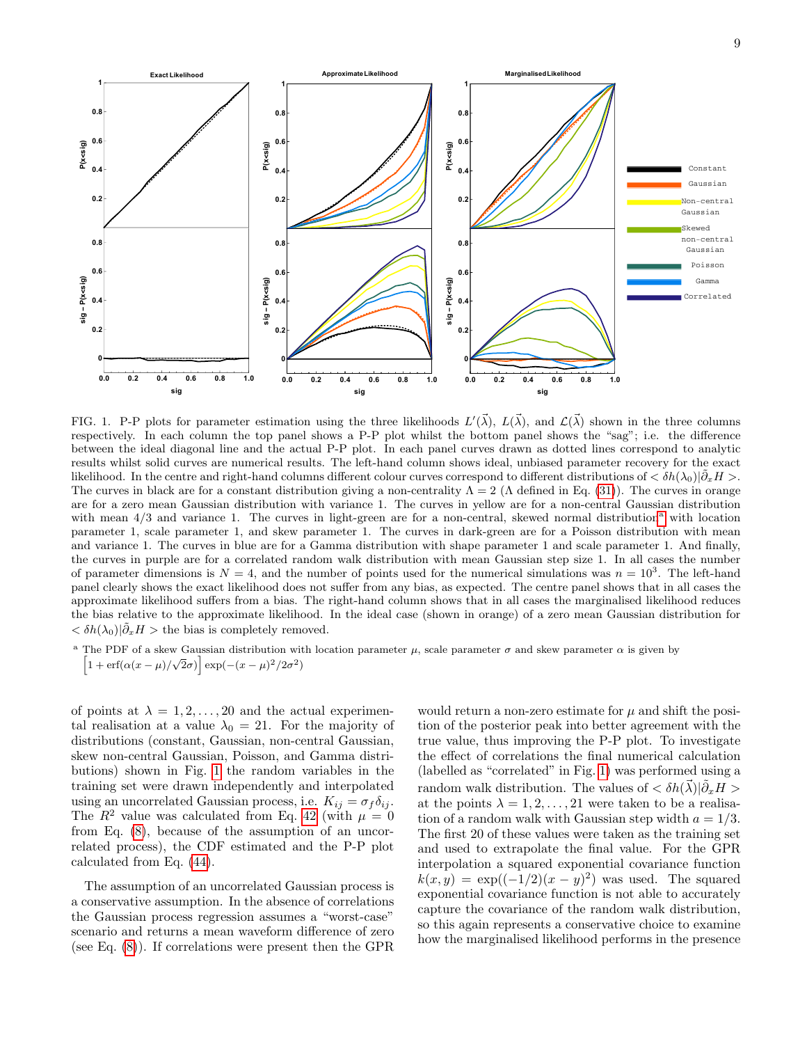FIG. 1. P-P plots for parameter estimation using the three likelihoods $L'(\vec{\lambda})$, $L(\vec{\lambda})$, and $\mathcal{L}(\vec{\lambda})$ shown in the three columns respectively. In each column the top panel shows a P-P plot whilst the bottom panel shows the "sag"; i.e. the difference between the ideal diagonal line and the actual P-P plot. In each panel curves drawn as dotted lines correspond to analytic results whilst solid curves are numerical results. The left-hand column shows ideal, unbiased parameter recovery for the exact likelihood. In the centre and right-hand columns different colour curves correspond to different distributions of $<\delta h(\lambda_0)|\tilde{\partial}_x H>$. The curves in black are for a constant distribution giving a non-centrality $\Lambda = 2$ ($\Lambda$ defined in Eq. (31)). The curves in orange are for a zero mean Gaussian distribution with variance 1. The curves in yellow are for a non-central Gaussian distribution with mean 4/3 and variance 1. The curves in light-green are for a non-central, skewed normal distribution[a] with location parameter 1, scale parameter 1, and skew parameter 1. The curves in dark-green are for a Poisson distribution with mean and variance 1. The curves in blue are for a Gamma distribution with shape parameter 1 and scale parameter 1. And finally, the curves in purple are for a correlated random walk distribution with mean Gaussian step size 1. In all cases the number of parameter dimensions is $N = 4$, and the number of points used for the numerical simulations was $n = 10^3$. The left-hand panel clearly shows the exact likelihood does not suffer from any bias, as expected. The centre panel shows that in all cases the approximate likelihood suffers from a bias. The right-hand column shows that in all cases the marginalised likelihood reduces the bias relative to the approximate likelihood. In the ideal case (shown in orange) of a zero mean Gaussian distribution for $<\delta h(\lambda_0)|\tilde{\partial}_x H>$ the bias is completely removed.

[a] The PDF of a skew Gaussian distribution with location parameter $\mu$, scale parameter $\sigma$ and skew parameter $\alpha$ is given by $\left[1 + \mathrm{erf}(\alpha(x-\mu)/\sqrt{2}\sigma)\right]\exp(-(x-\mu)^2/2\sigma^2)$

of points at $\lambda = 1, 2, \ldots, 20$ and the actual experimental realisation at a value $\lambda_0 = 21$. For the majority of distributions (constant, Gaussian, non-central Gaussian, skew non-central Gaussian, Poisson, and Gamma distributions) shown in Fig. 1 the random variables in the training set were drawn independently and interpolated using an uncorrelated Gaussian process, i.e. $K_{ij} = \sigma_f \delta_{ij}$. The $R^2$ value was calculated from Eq. 42 (with $\mu = 0$ from Eq. (8), because of the assumption of an uncorrelated process), the CDF estimated and the P-P plot calculated from Eq. (44).

The assumption of an uncorrelated Gaussian process is a conservative assumption. In the absence of correlations the Gaussian process regression assumes a "worst-case" scenario and returns a mean waveform difference of zero (see Eq. (8)). If correlations were present then the GPR would return a non-zero estimate for $\mu$ and shift the position of the posterior peak into better agreement with the true value, thus improving the P-P plot. To investigate the effect of correlations the final numerical calculation (labelled as "correlated" in Fig. 1) was performed using a random walk distribution. The values of $<\delta h(\vec{\lambda})|\tilde{\partial}_x H>$ at the points $\lambda = 1, 2, \ldots, 21$ were taken to be a realisation of a random walk with Gaussian step width $a = 1/3$. The first 20 of these values were taken as the training set and used to extrapolate the final value. For the GPR interpolation a squared exponential covariance function $k(x, y) = \exp((-1/2)(x-y)^2)$ was used. The squared exponential covariance function is not able to accurately capture the covariance of the random walk distribution, so this again represents a conservative choice to examine how the marginalised likelihood performs in the presence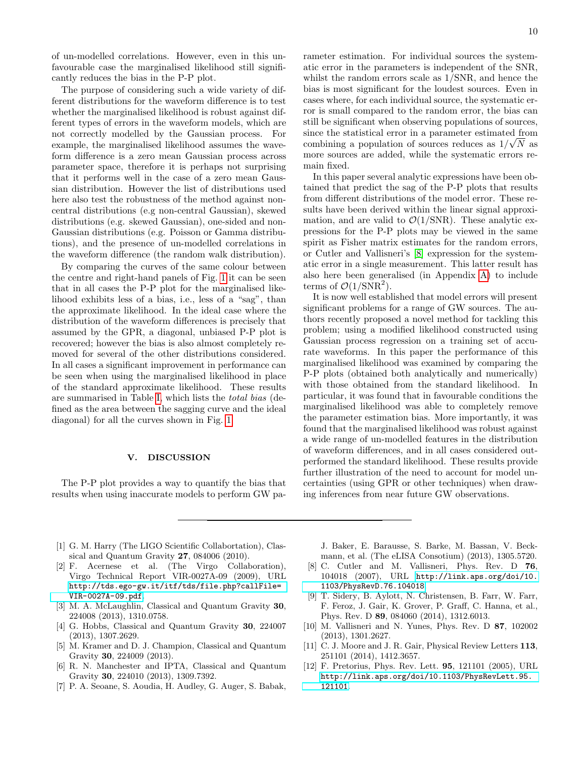of un-modelled correlations. However, even in this unfavourable case the marginalised likelihood still significantly reduces the bias in the P-P plot.

The purpose of considering such a wide variety of different distributions for the waveform difference is to test whether the marginalised likelihood is robust against different types of errors in the waveform models, which are not correctly modelled by the Gaussian process. For example, the marginalised likelihood assumes the waveform difference is a zero mean Gaussian process across parameter space, therefore it is perhaps not surprising that it performs well in the case of a zero mean Gaussian distribution. However the list of distributions used here also test the robustness of the method against non-central distributions (e.g non-central Gaussian), skewed distributions (e.g. skewed Gaussian), one-sided and non-Gaussian distributions (e.g. Poisson or Gamma distributions), and the presence of un-modelled correlations in the waveform difference (the random walk distribution).

By comparing the curves of the same colour between the centre and right-hand panels of Fig. 1 it can be seen that in all cases the P-P plot for the marginalised likelihood exhibits less of a bias, i.e., less of a "sag", than the approximate likelihood. In the ideal case where the distribution of the waveform differences is precisely that assumed by the GPR, a diagonal, unbiased P-P plot is recovered; however the bias is also almost completely removed for several of the other distributions considered. In all cases a significant improvement in performance can be seen when using the marginalised likelihood in place of the standard approximate likelihood. These results are summarised in Table I, which lists the *total bias* (defined as the area between the sagging curve and the ideal diagonal) for all the curves shown in Fig. 1.

## V. DISCUSSION

The P-P plot provides a way to quantify the bias that results when using inaccurate models to perform GW parameter estimation. For individual sources the systematic error in the parameters is independent of the SNR, whilst the random errors scale as 1/SNR, and hence the bias is most significant for the loudest sources. Even in cases where, for each individual source, the systematic error is small compared to the random error, the bias can still be significant when observing populations of sources, since the statistical error in a parameter estimated from combining a population of sources reduces as $1/\sqrt{N}$ as more sources are added, while the systematic errors remain fixed.

In this paper several analytic expressions have been obtained that predict the sag of the P-P plots that results from different distributions of the model error. These results have been derived within the linear signal approximation, and are valid to $\mathcal{O}(1/\mathrm{SNR})$. These analytic expressions for the P-P plots may be viewed in the same spirit as Fisher matrix estimates for the random errors, or Cutler and Vallisneri's [8] expression for the systematic error in a single measurement. This latter result has also here been generalised (in Appendix A) to include terms of $\mathcal{O}(1/\mathrm{SNR}^2)$.

It is now well established that model errors will present significant problems for a range of GW sources. The authors recently proposed a novel method for tackling this problem; using a modified likelihood constructed using Gaussian process regression on a training set of accurate waveforms. In this paper the performance of this marginalised likelihood was examined by comparing the P-P plots (obtained both analytically and numerically) with those obtained from the standard likelihood. In particular, it was found that in favourable conditions the marginalised likelihood was able to completely remove the parameter estimation bias. More importantly, it was found that the marginalised likelihood was robust against a wide range of un-modelled features in the distribution of waveform differences, and in all cases considered outperformed the standard likelihood. These results provide further illustration of the need to account for model uncertainties (using GPR or other techniques) when drawing inferences from near future GW observations.

---

[1] G. M. Harry (The LIGO Scientific Collabortation), Classical and Quantum Gravity **27**, 084006 (2010).

[2] F. Acernese et al. (The Virgo Collaboration), Virgo Technical Report VIR-0027A-09 (2009), URL http://tds.ego-gw.it/itf/tds/file.php?callFile=VIR-0027A-09.pdf.

[3] M. A. McLaughlin, Classical and Quantum Gravity **30**, 224008 (2013), 1310.0758.

[4] G. Hobbs, Classical and Quantum Gravity **30**, 224007 (2013), 1307.2629.

[5] M. Kramer and D. J. Champion, Classical and Quantum Gravity **30**, 224009 (2013).

[6] R. N. Manchester and IPTA, Classical and Quantum Gravity **30**, 224010 (2013), 1309.7392.

[7] P. A. Seoane, S. Aoudia, H. Audley, G. Auger, S. Babak, J. Baker, E. Barausse, S. Barke, M. Bassan, V. Beckmann, et al. (The eLISA Consotium) (2013), 1305.5720.

[8] C. Cutler and M. Vallisneri, Phys. Rev. D **76**, 104018 (2007), URL http://link.aps.org/doi/10.1103/PhysRevD.76.104018.

[9] T. Sidery, B. Aylott, N. Christensen, B. Farr, W. Farr, F. Feroz, J. Gair, K. Grover, P. Graff, C. Hanna, et al., Phys. Rev. D **89**, 084060 (2014), 1312.6013.

[10] M. Vallisneri and N. Yunes, Phys. Rev. D **87**, 102002 (2013), 1301.2627.

[11] C. J. Moore and J. R. Gair, Physical Review Letters **113**, 251101 (2014), 1412.3657.

[12] F. Pretorius, Phys. Rev. Lett. **95**, 121101 (2005), URL http://link.aps.org/doi/10.1103/PhysRevLett.95.121101.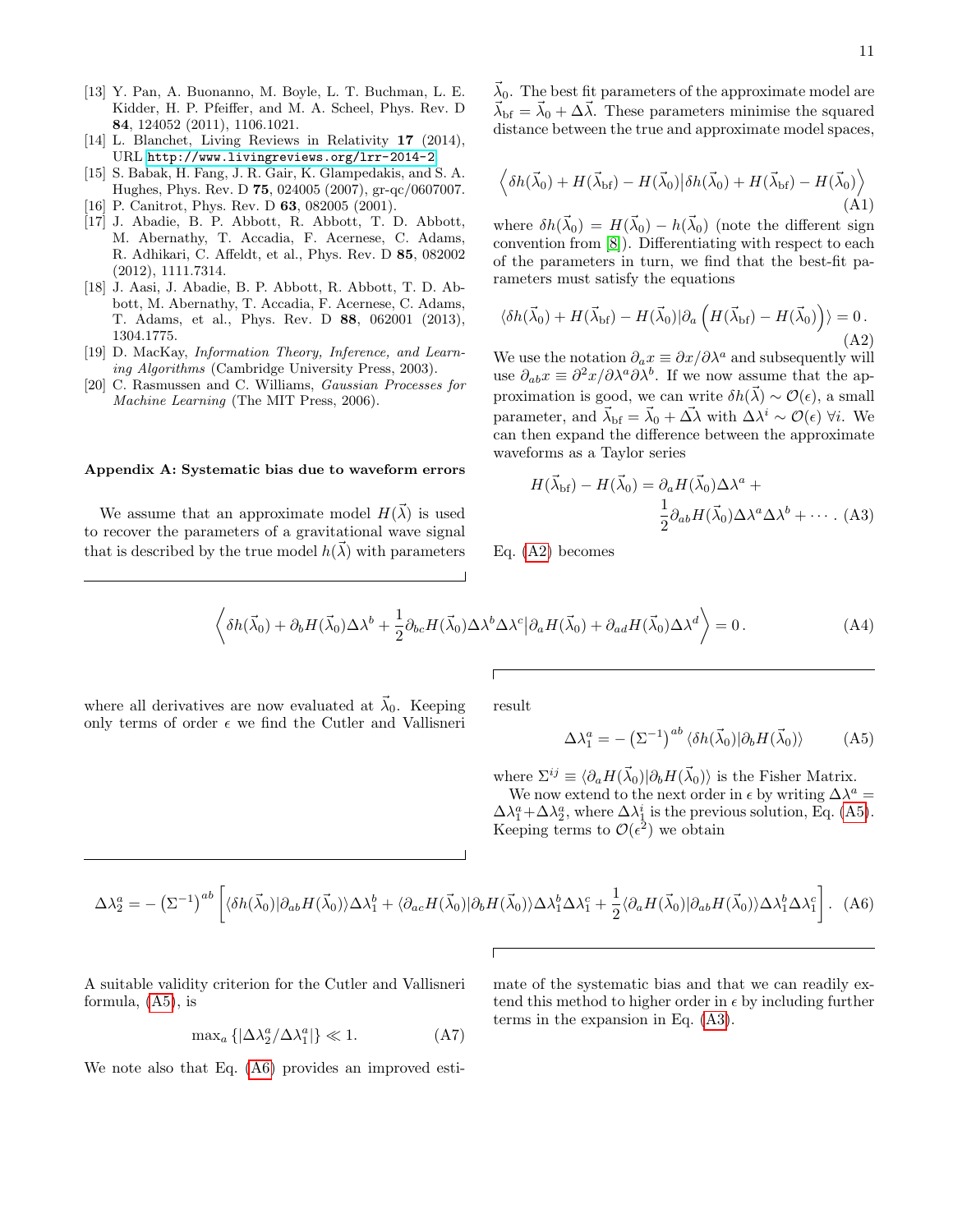[13] Y. Pan, A. Buonanno, M. Boyle, L. T. Buchman, L. E. Kidder, H. P. Pfeiffer, and M. A. Scheel, Phys. Rev. D **84**, 124052 (2011), 1106.1021.

[14] L. Blanchet, Living Reviews in Relativity **17** (2014), URL http://www.livingreviews.org/lrr-2014-2.

[15] S. Babak, H. Fang, J. R. Gair, K. Glampedakis, and S. A. Hughes, Phys. Rev. D **75**, 024005 (2007), gr-qc/0607007.

[16] P. Canitrot, Phys. Rev. D **63**, 082005 (2001).

[17] J. Abadie, B. P. Abbott, R. Abbott, T. D. Abbott, M. Abernathy, T. Accadia, F. Acernese, C. Adams, R. Adhikari, C. Affeldt, et al., Phys. Rev. D **85**, 082002 (2012), 1111.7314.

[18] J. Aasi, J. Abadie, B. P. Abbott, R. Abbott, T. D. Abbott, M. Abernathy, T. Accadia, F. Acernese, C. Adams, T. Adams, et al., Phys. Rev. D **88**, 062001 (2013), 1304.1775.

[19] D. MacKay, *Information Theory, Inference, and Learning Algorithms* (Cambridge University Press, 2003).

[20] C. Rasmussen and C. Williams, *Gaussian Processes for Machine Learning* (The MIT Press, 2006).

### Appendix A: Systematic bias due to waveform errors

We assume that an approximate model $H(\vec{\lambda})$ is used to recover the parameters of a gravitational wave signal that is described by the true model $h(\vec{\lambda})$ with parameters $\vec{\lambda}_0$. The best fit parameters of the approximate model are $\vec{\lambda}_{\rm bf} = \vec{\lambda}_0 + \Delta\vec{\lambda}$. These parameters minimise the squared distance between the true and approximate model spaces,

$$\left\langle \delta h(\vec{\lambda}_0) + H(\vec{\lambda}_{\rm bf}) - H(\vec{\lambda}_0) \middle| \delta h(\vec{\lambda}_0) + H(\vec{\lambda}_{\rm bf}) - H(\vec{\lambda}_0) \right\rangle \quad \text{(A1)}$$

where $\delta h(\vec{\lambda}_0) = H(\vec{\lambda}_0) - h(\vec{\lambda}_0)$ (note the different sign convention from [8]). Differentiating with respect to each of the parameters in turn, we find that the best-fit parameters must satisfy the equations

$$\langle \delta h(\vec{\lambda}_0) + H(\vec{\lambda}_{\rm bf}) - H(\vec{\lambda}_0) | \partial_a \left( H(\vec{\lambda}_{\rm bf}) - H(\vec{\lambda}_0) \right) \rangle = 0\,. \quad \text{(A2)}$$

We use the notation $\partial_a x \equiv \partial x / \partial\lambda^a$ and subsequently will use $\partial_{ab} x \equiv \partial^2 x / \partial\lambda^a \partial\lambda^b$. If we now assume that the approximation is good, we can write $\delta h(\vec{\lambda}) \sim \mathcal{O}(\epsilon)$, a small parameter, and $\vec{\lambda}_{\rm bf} = \vec{\lambda}_0 + \Delta\vec{\lambda}$ with $\Delta\lambda^i \sim \mathcal{O}(\epsilon)\ \forall i$. We can then expand the difference between the approximate waveforms as a Taylor series

$$H(\vec{\lambda}_{\rm bf}) - H(\vec{\lambda}_0) = \partial_a H(\vec{\lambda}_0)\Delta\lambda^a + \frac{1}{2}\partial_{ab} H(\vec{\lambda}_0)\Delta\lambda^a\Delta\lambda^b + \cdots\,. \quad \text{(A3)}$$

Eq. (A2) becomes

$$\left\langle \delta h(\vec{\lambda}_0) + \partial_b H(\vec{\lambda}_0)\Delta\lambda^b + \frac{1}{2}\partial_{bc} H(\vec{\lambda}_0)\Delta\lambda^b\Delta\lambda^c \middle| \partial_a H(\vec{\lambda}_0) + \partial_{ad} H(\vec{\lambda}_0)\Delta\lambda^d \right\rangle = 0\,. \quad \text{(A4)}$$

where all derivatives are now evaluated at $\vec{\lambda}_0$. Keeping only terms of order $\epsilon$ we find the Cutler and Vallisneri result

$$\Delta\lambda_1^a = -\left(\Sigma^{-1}\right)^{ab} \langle \delta h(\vec{\lambda}_0) | \partial_b H(\vec{\lambda}_0) \rangle \quad \text{(A5)}$$

where $\Sigma^{ij} \equiv \langle \partial_a H(\vec{\lambda}_0) | \partial_b H(\vec{\lambda}_0) \rangle$ is the Fisher Matrix.

We now extend to the next order in $\epsilon$ by writing $\Delta\lambda^a = \Delta\lambda_1^a + \Delta\lambda_2^a$, where $\Delta\lambda_1^i$ is the previous solution, Eq. (A5). Keeping terms to $\mathcal{O}(\epsilon^2)$ we obtain

$$\Delta\lambda_2^a = -\left(\Sigma^{-1}\right)^{ab} \left[ \langle \delta h(\vec{\lambda}_0) | \partial_{ab} H(\vec{\lambda}_0) \rangle \Delta\lambda_1^b + \langle \partial_{ac} H(\vec{\lambda}_0) | \partial_b H(\vec{\lambda}_0) \rangle \Delta\lambda_1^b\Delta\lambda_1^c + \frac{1}{2}\langle \partial_a H(\vec{\lambda}_0) | \partial_{ab} H(\vec{\lambda}_0) \rangle \Delta\lambda_1^b\Delta\lambda_1^c \right]. \quad \text{(A6)}$$

A suitable validity criterion for the Cutler and Vallisneri formula, (A5), is

$$\max_a \{ |\Delta\lambda_2^a / \Delta\lambda_1^a| \} \ll 1. \quad \text{(A7)}$$

We note also that Eq. (A6) provides an improved estimate of the systematic bias and that we can readily extend this method to higher order in $\epsilon$ by including further terms in the expansion in Eq. (A3).